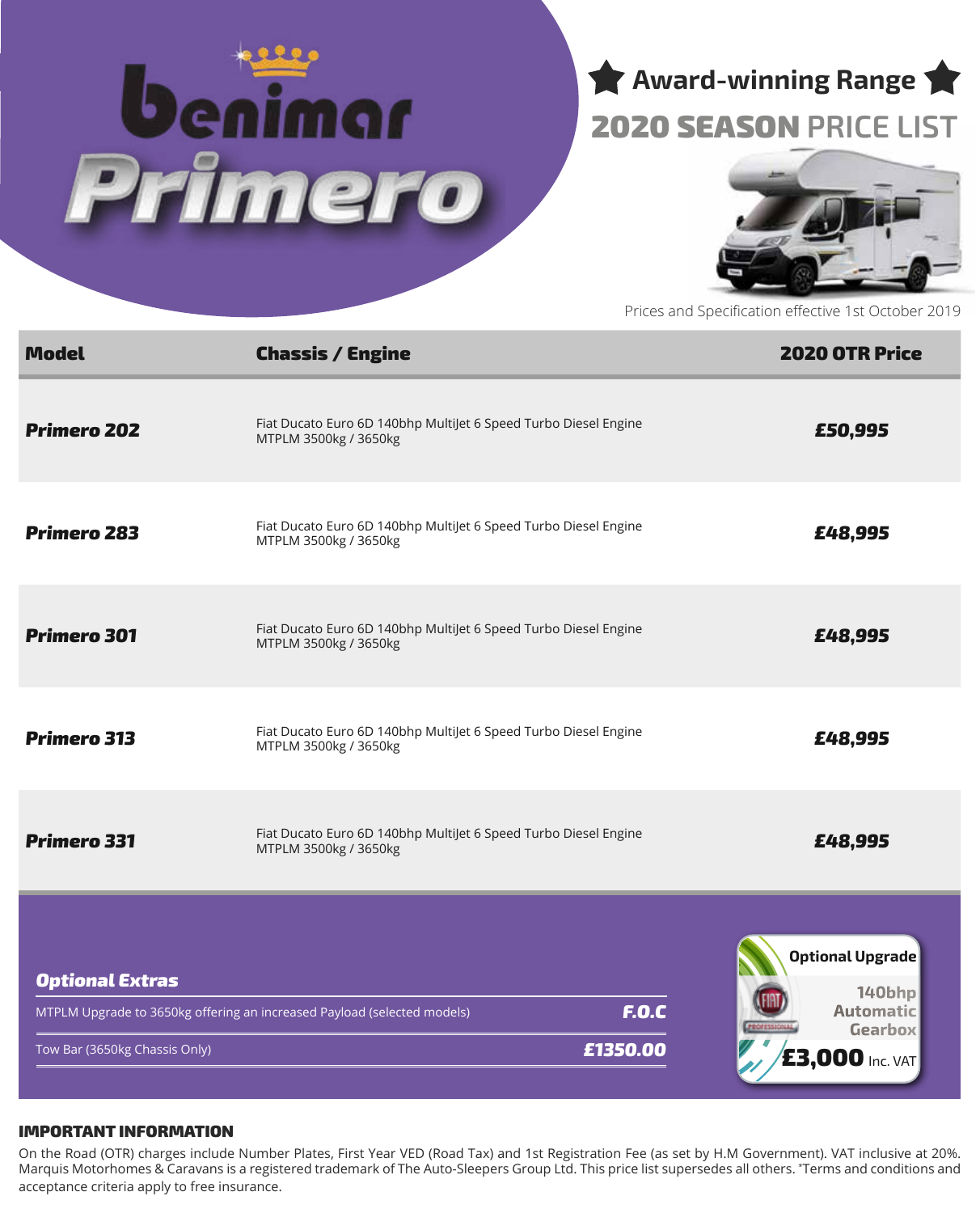# Benimar Primero

## ★ Award-winning Range ★

## 2020 SEASON PRICE LIST

Prices and Specification effective 1st October 2019

| Model | Chassis / Engine | 2020 OTR Price |
| --- | --- | --- |
| ***Primero 202*** | Fiat Ducato Euro 6D 140bhp MultiJet 6 Speed Turbo Diesel Engine MTPLM 3500kg / 3650kg | ***£50,995*** |
| ***Primero 283*** | Fiat Ducato Euro 6D 140bhp MultiJet 6 Speed Turbo Diesel Engine MTPLM 3500kg / 3650kg | ***£48,995*** |
| ***Primero 301*** | Fiat Ducato Euro 6D 140bhp MultiJet 6 Speed Turbo Diesel Engine MTPLM 3500kg / 3650kg | ***£48,995*** |
| ***Primero 313*** | Fiat Ducato Euro 6D 140bhp MultiJet 6 Speed Turbo Diesel Engine MTPLM 3500kg / 3650kg | ***£48,995*** |
| ***Primero 331*** | Fiat Ducato Euro 6D 140bhp MultiJet 6 Speed Turbo Diesel Engine MTPLM 3500kg / 3650kg | ***£48,995*** |

### *Optional Extras*

| | |
| --- | --- |
| MTPLM Upgrade to 3650kg offering an increased Payload (selected models) | ***F.O.C*** |
| Tow Bar (3650kg Chassis Only) | ***£1350.00*** |

**Optional Upgrade**

140bhp Automatic Gearbox

**£3,000** Inc. VAT

### IMPORTANT INFORMATION

On the Road (OTR) charges include Number Plates, First Year VED (Road Tax) and 1st Registration Fee (as set by H.M Government). VAT inclusive at 20%. Marquis Motorhomes & Caravans is a registered trademark of The Auto-Sleepers Group Ltd. This price list supersedes all others. *Terms and conditions and acceptance criteria apply to free insurance.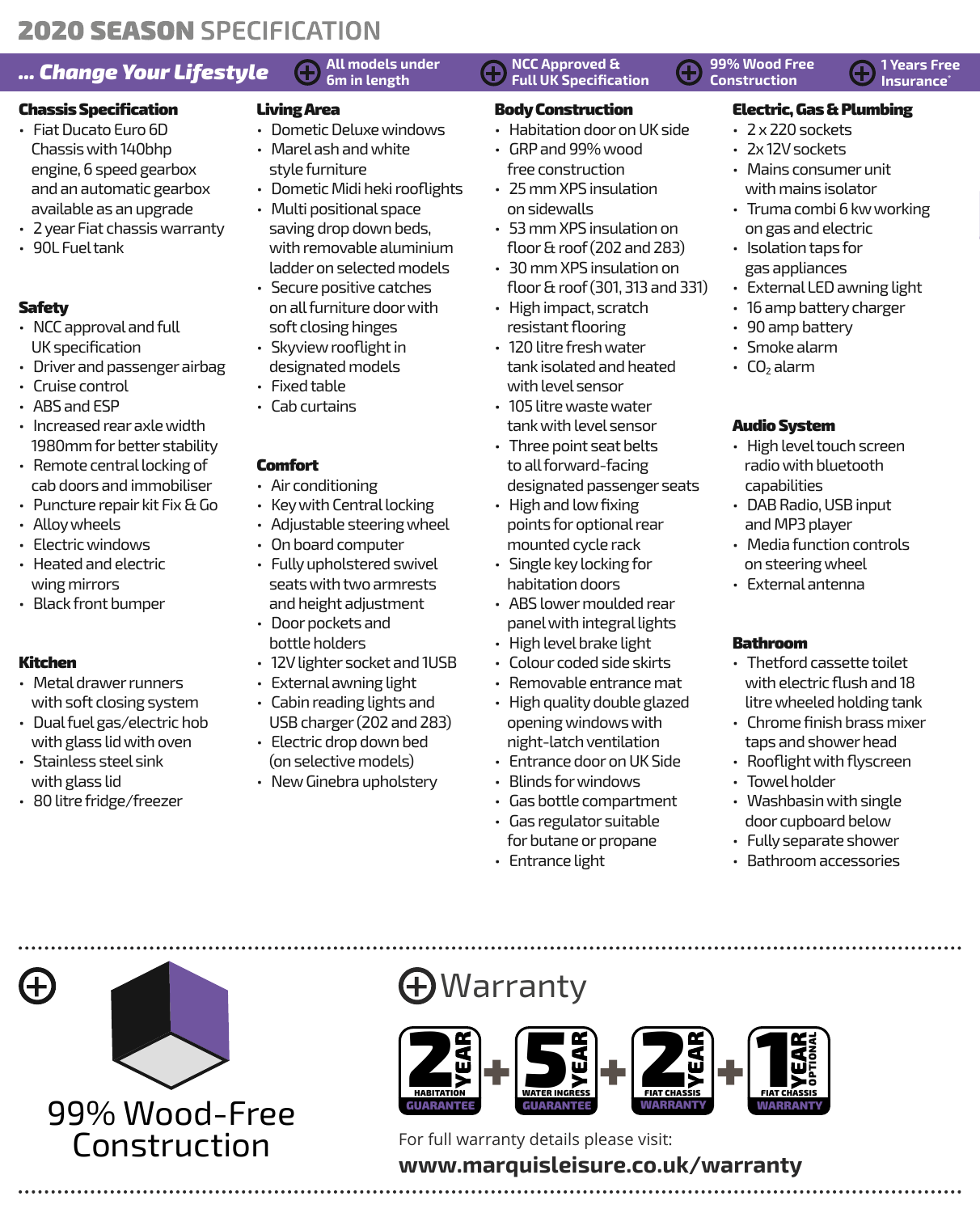# 2020 SEASON SPECIFICATION

**... Change Your Lifestyle** | All models under 6m in length | NCC Approved & Full UK Specification | 99% Wood Free Construction | 1 Years Free Insurance*

## Chassis Specification

- Fiat Ducato Euro 6D Chassis with 140bhp engine, 6 speed gearbox and an automatic gearbox available as an upgrade
- 2 year Fiat chassis warranty
- 90L Fuel tank

## Safety

- NCC approval and full UK specification
- Driver and passenger airbag
- Cruise control
- ABS and ESP
- Increased rear axle width 1980mm for better stability
- Remote central locking of cab doors and immobiliser
- Puncture repair kit Fix & Go
- Alloy wheels
- Electric windows
- Heated and electric wing mirrors
- Black front bumper

## Kitchen

- Metal drawer runners with soft closing system
- Dual fuel gas/electric hob with glass lid with oven
- Stainless steel sink with glass lid
- 80 litre fridge/freezer

## Living Area

- Dometic Deluxe windows
- Marel ash and white style furniture
- Dometic Midi heki rooflights
- Multi positional space saving drop down beds, with removable aluminium ladder on selected models
- Secure positive catches on all furniture door with soft closing hinges
- Skyview rooflight in designated models
- Fixed table
- Cab curtains

## Comfort

- Air conditioning
- Key with Central locking
- Adjustable steering wheel
- On board computer
- Fully upholstered swivel seats with two armrests and height adjustment
- Door pockets and bottle holders
- 12V lighter socket and 1USB
- External awning light
- Cabin reading lights and USB charger (202 and 283)
- Electric drop down bed (on selective models)
- New Ginebra upholstery

## Body Construction

- Habitation door on UK side
- GRP and 99% wood free construction
- 25 mm XPS insulation on sidewalls
- 53 mm XPS insulation on floor & roof (202 and 283)
- 30 mm XPS insulation on floor & roof (301, 313 and 331)
- High impact, scratch resistant flooring
- 120 litre fresh water tank isolated and heated with level sensor
- 105 litre waste water tank with level sensor
- Three point seat belts to all forward-facing designated passenger seats
- High and low fixing points for optional rear mounted cycle rack
- Single key locking for habitation doors
- ABS lower moulded rear panel with integral lights
- High level brake light
- Colour coded side skirts
- Removable entrance mat
- High quality double glazed opening windows with night-latch ventilation
- Entrance door on UK Side
- Blinds for windows
- Gas bottle compartment
- Gas regulator suitable for butane or propane
- Entrance light

## Electric, Gas & Plumbing

- 2 x 220 sockets
- 2x 12V sockets
- Mains consumer unit with mains isolator
- Truma combi 6 kw working on gas and electric
- Isolation taps for gas appliances
- External LED awning light
- 16 amp battery charger
- 90 amp battery
- Smoke alarm
- $CO_2$ alarm

## Audio System

- High level touch screen radio with bluetooth capabilities
- DAB Radio, USB input and MP3 player
- Media function controls on steering wheel
- External antenna

## Bathroom

- Thetford cassette toilet with electric flush and 18 litre wheeled holding tank
- Chrome finish brass mixer taps and shower head
- Rooflight with flyscreen
- Towel holder
- Washbasin with single door cupboard below
- Fully separate shower
- Bathroom accessories

---

99% Wood-Free Construction

## Warranty

2 YEAR HABITATION GUARANTEE + 5 YEAR WATER INGRESS GUARANTEE + 2 YEAR FIAT CHASSIS WARRANTY + 1 YEAR OPTIONAL FIAT CHASSIS WARRANTY

For full warranty details please visit:

**www.marquisleisure.co.uk/warranty**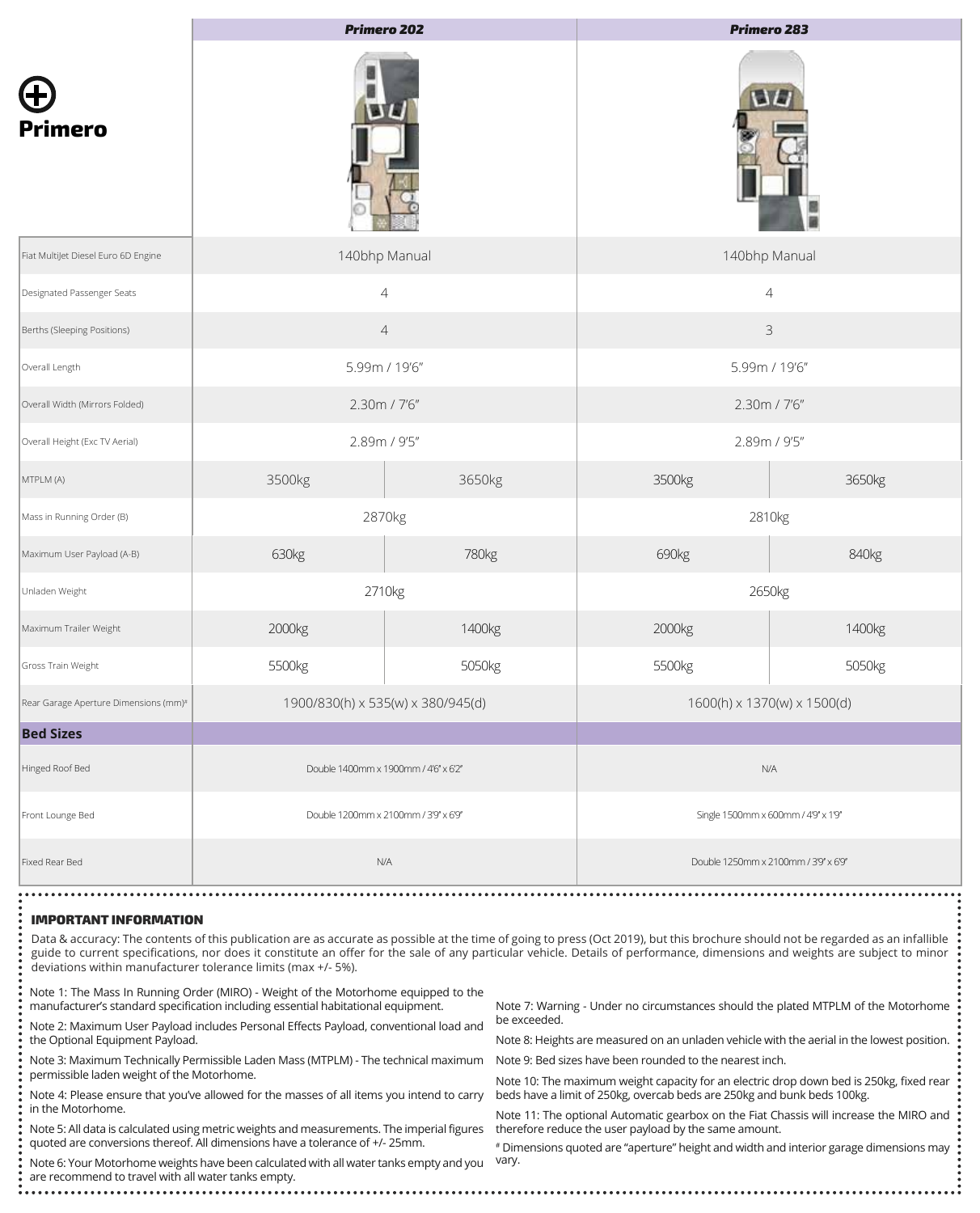# Primero

| | Primero 202 | | Primero 283 | |
|---|---|---|---|---|
| Fiat MultiJet Diesel Euro 6D Engine | 140bhp Manual | | 140bhp Manual | |
| Designated Passenger Seats | 4 | | 4 | |
| Berths (Sleeping Positions) | 4 | | 3 | |
| Overall Length | 5.99m / 19'6" | | 5.99m / 19'6" | |
| Overall Width (Mirrors Folded) | 2.30m / 7'6" | | 2.30m / 7'6" | |
| Overall Height (Exc TV Aerial) | 2.89m / 9'5" | | 2.89m / 9'5" | |
| MTPLM (A) | 3500kg | 3650kg | 3500kg | 3650kg |
| Mass in Running Order (B) | 2870kg | | 2810kg | |
| Maximum User Payload (A-B) | 630kg | 780kg | 690kg | 840kg |
| Unladen Weight | 2710kg | | 2650kg | |
| Maximum Trailer Weight | 2000kg | 1400kg | 2000kg | 1400kg |
| Gross Train Weight | 5500kg | 5050kg | 5500kg | 5050kg |
| Rear Garage Aperture Dimensions (mm)# | 1900/830(h) x 535(w) x 380/945(d) | | 1600(h) x 1370(w) x 1500(d) | |
| **Bed Sizes** | | | | |
| Hinged Roof Bed | Double 1400mm x 1900mm / 4'6" x 6'2" | | N/A | |
| Front Lounge Bed | Double 1200mm x 2100mm / 3'9" x 6'9" | | Single 1500mm x 600mm / 4'9" x 1'9" | |
| Fixed Rear Bed | N/A | | Double 1250mm x 2100mm / 3'9" x 6'9" | |

**IMPORTANT INFORMATION**

Data & accuracy: The contents of this publication are as accurate as possible at the time of going to press (Oct 2019), but this brochure should not be regarded as an infallible guide to current specifications, nor does it constitute an offer for the sale of any particular vehicle. Details of performance, dimensions and weights are subject to minor deviations within manufacturer tolerance limits (max +/- 5%).

Note 1: The Mass In Running Order (MIRO) - Weight of the Motorhome equipped to the manufacturer's standard specification including essential habitational equipment.

Note 2: Maximum User Payload includes Personal Effects Payload, conventional load and the Optional Equipment Payload.

Note 3: Maximum Technically Permissible Laden Mass (MTPLM) - The technical maximum permissible laden weight of the Motorhome.

Note 4: Please ensure that you've allowed for the masses of all items you intend to carry in the Motorhome.

Note 5: All data is calculated using metric weights and measurements. The imperial figures quoted are conversions thereof. All dimensions have a tolerance of +/- 25mm.

Note 6: Your Motorhome weights have been calculated with all water tanks empty and you are recommend to travel with all water tanks empty.

Note 7: Warning - Under no circumstances should the plated MTPLM of the Motorhome be exceeded.

Note 8: Heights are measured on an unladen vehicle with the aerial in the lowest position.

Note 9: Bed sizes have been rounded to the nearest inch.

Note 10: The maximum weight capacity for an electric drop down bed is 250kg, fixed rear beds have a limit of 250kg, overcab beds are 250kg and bunk beds 100kg.

Note 11: The optional Automatic gearbox on the Fiat Chassis will increase the MIRO and therefore reduce the user payload by the same amount.

# Dimensions quoted are "aperture" height and width and interior garage dimensions may vary.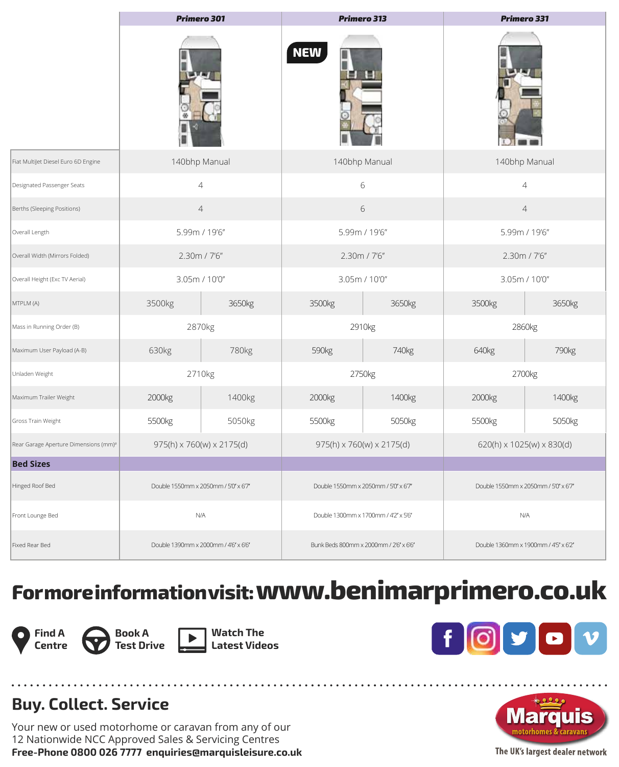| | Primero 301 | | Primero 313 | | Primero 331 | |
|---|---|---|---|---|---|---|
| | | | NEW | | | |
| Fiat MultiJet Diesel Euro 6D Engine | 140bhp Manual | | 140bhp Manual | | 140bhp Manual | |
| Designated Passenger Seats | 4 | | 6 | | 4 | |
| Berths (Sleeping Positions) | 4 | | 6 | | 4 | |
| Overall Length | 5.99m / 19'6" | | 5.99m / 19'6" | | 5.99m / 19'6" | |
| Overall Width (Mirrors Folded) | 2.30m / 7'6" | | 2.30m / 7'6" | | 2.30m / 7'6" | |
| Overall Height (Exc TV Aerial) | 3.05m / 10'0" | | 3.05m / 10'0" | | 3.05m / 10'0" | |
| MTPLM (A) | 3500kg | 3650kg | 3500kg | 3650kg | 3500kg | 3650kg |
| Mass in Running Order (B) | 2870kg | | 2910kg | | 2860kg | |
| Maximum User Payload (A-B) | 630kg | 780kg | 590kg | 740kg | 640kg | 790kg |
| Unladen Weight | 2710kg | | 2750kg | | 2700kg | |
| Maximum Trailer Weight | 2000kg | 1400kg | 2000kg | 1400kg | 2000kg | 1400kg |
| Gross Train Weight | 5500kg | 5050kg | 5500kg | 5050kg | 5500kg | 5050kg |
| Rear Garage Aperture Dimensions (mm)# | 975(h) x 760(w) x 2175(d) | | 975(h) x 760(w) x 2175(d) | | 620(h) x 1025(w) x 830(d) | |
| **Bed Sizes** | | | | | | |
| Hinged Roof Bed | Double 1550mm x 2050mm / 5'0" x 6'7" | | Double 1550mm x 2050mm / 5'0" x 6'7" | | Double 1550mm x 2050mm / 5'0" x 6'7" | |
| Front Lounge Bed | N/A | | Double 1300mm x 1700mm / 4'2" x 5'6" | | N/A | |
| Fixed Rear Bed | Double 1390mm x 2000mm / 4'6" x 6'6" | | Bunk Beds 800mm x 2000mm / 2'6" x 6'6" | | Double 1360mm x 1900mm / 4'5" x 6'2" | |

# For more information visit: www.benimarprimero.co.uk

Find A Centre

Book A Test Drive

Watch The Latest Videos

## Buy. Collect. Service

Your new or used motorhome or caravan from any of our 12 Nationwide NCC Approved Sales & Servicing Centres

**Free-Phone 0800 026 7777 enquiries@marquisleisure.co.uk**

Marquis motorhomes & caravans

The UK's largest dealer network